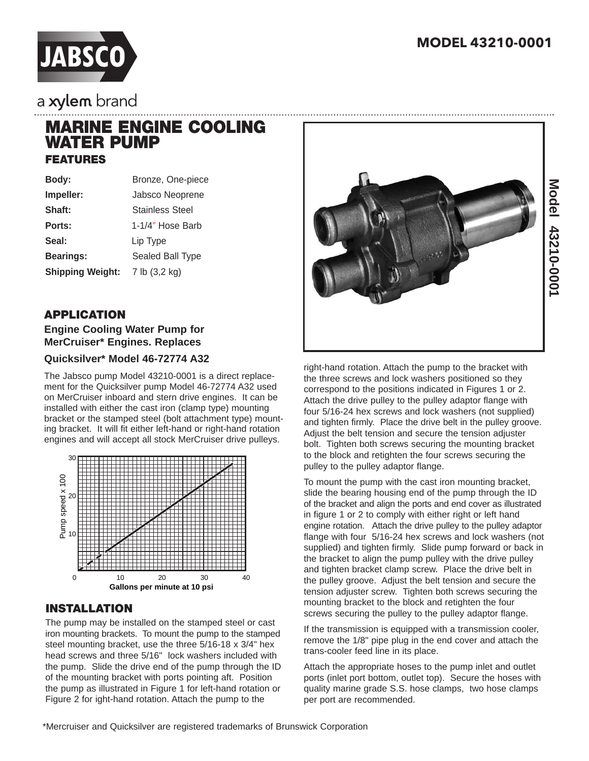# MODEL 43210-0001

JABSCO

a xylem brand

# MARINE ENGINE COOLING WATER PUMP

## FEATURES

| | |
|---|---|
| **Body:** | Bronze, One-piece |
| **Impeller:** | Jabsco Neoprene |
| **Shaft:** | Stainless Steel |
| **Ports:** | 1-1/4" Hose Barb |
| **Seal:** | Lip Type |
| **Bearings:** | Sealed Ball Type |
| **Shipping Weight:** | 7 lb (3,2 kg) |

Model 43210-0001

## APPLICATION

**Engine Cooling Water Pump for MerCruiser* Engines. Replaces**

**Quicksilver* Model 46-72774 A32**

The Jabsco pump Model 43210-0001 is a direct replacement for the Quicksilver pump Model 46-72774 A32 used on MerCruiser inboard and stern drive engines. It can be installed with either the cast iron (clamp type) mounting bracket or the stamped steel (bolt attachment type) mounting bracket. It will fit either left-hand or right-hand rotation engines and will accept all stock MerCruiser drive pulleys.

Pump speed x 100

30

20

10

0

10

20

30

40

Gallons per minute at 10 psi

## INSTALLATION

The pump may be installed on the stamped steel or cast iron mounting brackets. To mount the pump to the stamped steel mounting bracket, use the three 5/16-18 x 3/4" hex head screws and three 5/16" lock washers included with the pump. Slide the drive end of the pump through the ID of the mounting bracket with ports pointing aft. Position the pump as illustrated in Figure 1 for left-hand rotation or Figure 2 for ight-hand rotation. Attach the pump to the right-hand rotation. Attach the pump to the bracket with the three screws and lock washers positioned so they correspond to the positions indicated in Figures 1 or 2. Attach the drive pulley to the pulley adaptor flange with four 5/16-24 hex screws and lock washers (not supplied) and tighten firmly. Place the drive belt in the pulley groove. Adjust the belt tension and secure the tension adjuster bolt. Tighten both screws securing the mounting bracket to the block and retighten the four screws securing the pulley to the pulley adaptor flange.

To mount the pump with the cast iron mounting bracket, slide the bearing housing end of the pump through the ID of the bracket and align the ports and end cover as illustrated in figure 1 or 2 to comply with either right or left hand engine rotation. Attach the drive pulley to the pulley adaptor flange with four 5/16-24 hex screws and lock washers (not supplied) and tighten firmly. Slide pump forward or back in the bracket to align the pump pulley with the drive pulley and tighten bracket clamp screw. Place the drive belt in the pulley groove. Adjust the belt tension and secure the tension adjuster screw. Tighten both screws securing the mounting bracket to the block and retighten the four screws securing the pulley to the pulley adaptor flange.

If the transmission is equipped with a transmission cooler, remove the 1/8" pipe plug in the end cover and attach the trans-cooler feed line in its place.

Attach the appropriate hoses to the pump inlet and outlet ports (inlet port bottom, outlet top). Secure the hoses with quality marine grade S.S. hose clamps, two hose clamps per port are recommended.

*Mercruiser and Quicksilver are registered trademarks of Brunswick Corporation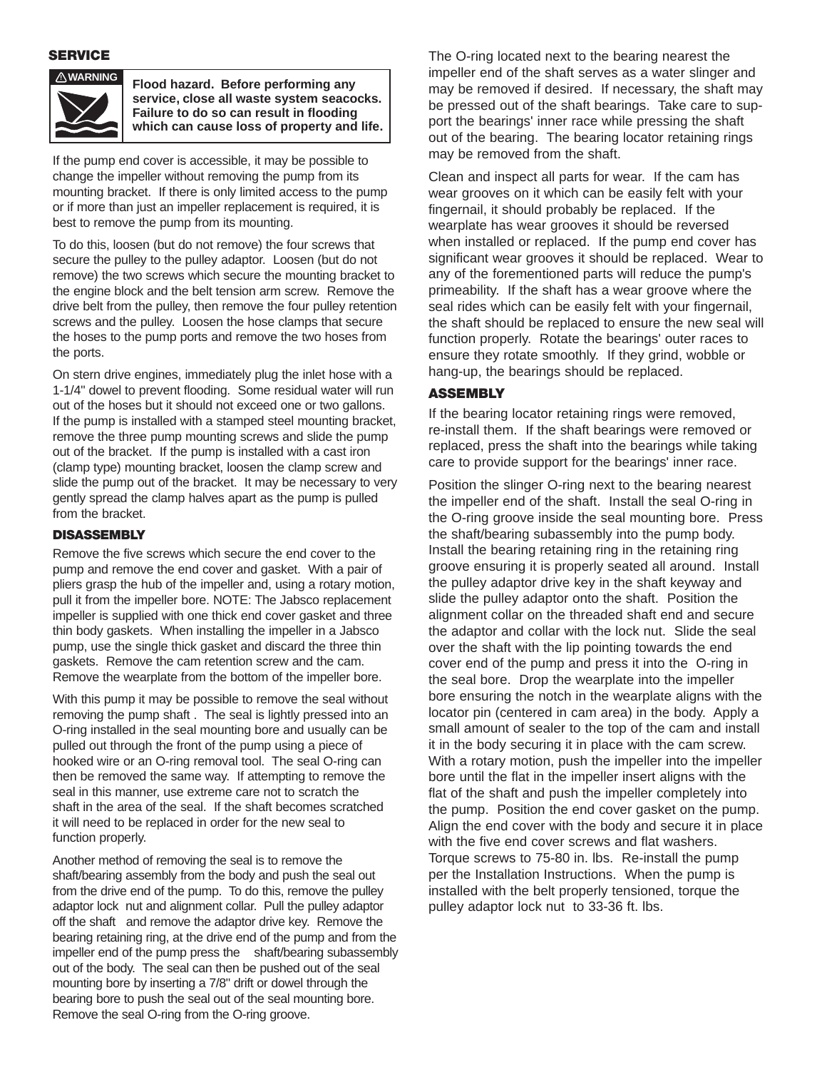## SERVICE

⚠ **WARNING**

**Flood hazard. Before performing any service, close all waste system seacocks. Failure to do so can result in flooding which can cause loss of property and life.**

If the pump end cover is accessible, it may be possible to change the impeller without removing the pump from its mounting bracket. If there is only limited access to the pump or if more than just an impeller replacement is required, it is best to remove the pump from its mounting.

To do this, loosen (but do not remove) the four screws that secure the pulley to the pulley adaptor. Loosen (but do not remove) the two screws which secure the mounting bracket to the engine block and the belt tension arm screw. Remove the drive belt from the pulley, then remove the four pulley retention screws and the pulley. Loosen the hose clamps that secure the hoses to the pump ports and remove the two hoses from the ports.

On stern drive engines, immediately plug the inlet hose with a 1-1/4" dowel to prevent flooding. Some residual water will run out of the hoses but it should not exceed one or two gallons. If the pump is installed with a stamped steel mounting bracket, remove the three pump mounting screws and slide the pump out of the bracket. If the pump is installed with a cast iron (clamp type) mounting bracket, loosen the clamp screw and slide the pump out of the bracket. It may be necessary to very gently spread the clamp halves apart as the pump is pulled from the bracket.

## DISASSEMBLY

Remove the five screws which secure the end cover to the pump and remove the end cover and gasket. With a pair of pliers grasp the hub of the impeller and, using a rotary motion, pull it from the impeller bore. NOTE: The Jabsco replacement impeller is supplied with one thick end cover gasket and three thin body gaskets. When installing the impeller in a Jabsco pump, use the single thick gasket and discard the three thin gaskets. Remove the cam retention screw and the cam. Remove the wearplate from the bottom of the impeller bore.

With this pump it may be possible to remove the seal without removing the pump shaft . The seal is lightly pressed into an O-ring installed in the seal mounting bore and usually can be pulled out through the front of the pump using a piece of hooked wire or an O-ring removal tool. The seal O-ring can then be removed the same way. If attempting to remove the seal in this manner, use extreme care not to scratch the shaft in the area of the seal. If the shaft becomes scratched it will need to be replaced in order for the new seal to function properly.

Another method of removing the seal is to remove the shaft/bearing assembly from the body and push the seal out from the drive end of the pump. To do this, remove the pulley adaptor lock nut and alignment collar. Pull the pulley adaptor off the shaft and remove the adaptor drive key. Remove the bearing retaining ring, at the drive end of the pump and from the impeller end of the pump press the shaft/bearing subassembly out of the body. The seal can then be pushed out of the seal mounting bore by inserting a 7/8" drift or dowel through the bearing bore to push the seal out of the seal mounting bore. Remove the seal O-ring from the O-ring groove.

The O-ring located next to the bearing nearest the impeller end of the shaft serves as a water slinger and may be removed if desired. If necessary, the shaft may be pressed out of the shaft bearings. Take care to support the bearings' inner race while pressing the shaft out of the bearing. The bearing locator retaining rings may be removed from the shaft.

Clean and inspect all parts for wear. If the cam has wear grooves on it which can be easily felt with your fingernail, it should probably be replaced. If the wearplate has wear grooves it should be reversed when installed or replaced. If the pump end cover has significant wear grooves it should be replaced. Wear to any of the forementioned parts will reduce the pump's primeability. If the shaft has a wear groove where the seal rides which can be easily felt with your fingernail, the shaft should be replaced to ensure the new seal will function properly. Rotate the bearings' outer races to ensure they rotate smoothly. If they grind, wobble or hang-up, the bearings should be replaced.

## ASSEMBLY

If the bearing locator retaining rings were removed, re-install them. If the shaft bearings were removed or replaced, press the shaft into the bearings while taking care to provide support for the bearings' inner race.

Position the slinger O-ring next to the bearing nearest the impeller end of the shaft. Install the seal O-ring in the O-ring groove inside the seal mounting bore. Press the shaft/bearing subassembly into the pump body. Install the bearing retaining ring in the retaining ring groove ensuring it is properly seated all around. Install the pulley adaptor drive key in the shaft keyway and slide the pulley adaptor onto the shaft. Position the alignment collar on the threaded shaft end and secure the adaptor and collar with the lock nut. Slide the seal over the shaft with the lip pointing towards the end cover end of the pump and press it into the O-ring in the seal bore. Drop the wearplate into the impeller bore ensuring the notch in the wearplate aligns with the locator pin (centered in cam area) in the body. Apply a small amount of sealer to the top of the cam and install it in the body securing it in place with the cam screw. With a rotary motion, push the impeller into the impeller bore until the flat in the impeller insert aligns with the flat of the shaft and push the impeller completely into the pump. Position the end cover gasket on the pump. Align the end cover with the body and secure it in place with the five end cover screws and flat washers. Torque screws to 75-80 in. lbs. Re-install the pump per the Installation Instructions. When the pump is installed with the belt properly tensioned, torque the pulley adaptor lock nut to 33-36 ft. lbs.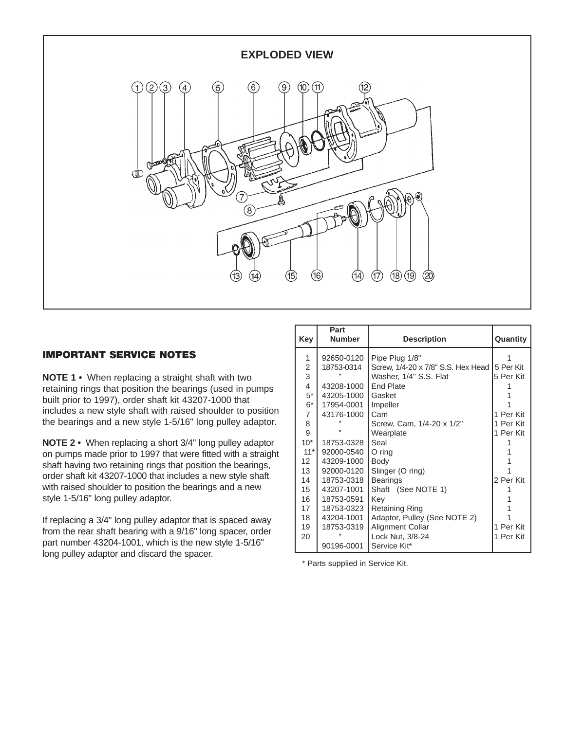## EXPLODED VIEW

1 2 3 4 5 6 9 10 11 12

7

8

13 14 15 16 14 17 18 19 20

### IMPORTANT SERVICE NOTES

**NOTE 1 •** When replacing a straight shaft with two retaining rings that position the bearings (used in pumps built prior to 1997), order shaft kit 43207-1000 that includes a new style shaft with raised shoulder to position the bearings and a new style 1-5/16" long pulley adaptor.

**NOTE 2 •** When replacing a short 3/4" long pulley adaptor on pumps made prior to 1997 that were fitted with a straight shaft having two retaining rings that position the bearings, order shaft kit 43207-1000 that includes a new style shaft with raised shoulder to position the bearings and a new style 1-5/16" long pulley adaptor.

If replacing a 3/4" long pulley adaptor that is spaced away from the rear shaft bearing with a 9/16" long spacer, order part number 43204-1001, which is the new style 1-5/16" long pulley adaptor and discard the spacer.

| Key | Part Number | Description | Quantity |
|---|---|---|---|
| 1 | 92650-0120 | Pipe Plug 1/8" | 1 |
| 2 | 18753-0314 | Screw, 1/4-20 x 7/8" S.S. Hex Head | 5 Per Kit |
| 3 | " | Washer, 1/4" S.S. Flat | 5 Per Kit |
| 4 | 43208-1000 | End Plate | 1 |
| 5* | 43205-1000 | Gasket | 1 |
| 6* | 17954-0001 | Impeller | 1 |
| 7 | 43176-1000 | Cam | 1 Per Kit |
| 8 | " | Screw, Cam, 1/4-20 x 1/2" | 1 Per Kit |
| 9 | " | Wearplate | 1 Per Kit |
| 10* | 18753-0328 | Seal | 1 |
| 11* | 92000-0540 | O ring | 1 |
| 12 | 43209-1000 | Body | 1 |
| 13 | 92000-0120 | Slinger (O ring) | 1 |
| 14 | 18753-0318 | Bearings | 2 Per Kit |
| 15 | 43207-1001 | Shaft (See NOTE 1) | 1 |
| 16 | 18753-0591 | Key | 1 |
| 17 | 18753-0323 | Retaining Ring | 1 |
| 18 | 43204-1001 | Adaptor, Pulley (See NOTE 2) | 1 |
| 19 | 18753-0319 | Alignment Collar | 1 Per Kit |
| 20 | " | Lock Nut, 3/8-24 | 1 Per Kit |
| | 90196-0001 | Service Kit* | |

\* Parts supplied in Service Kit.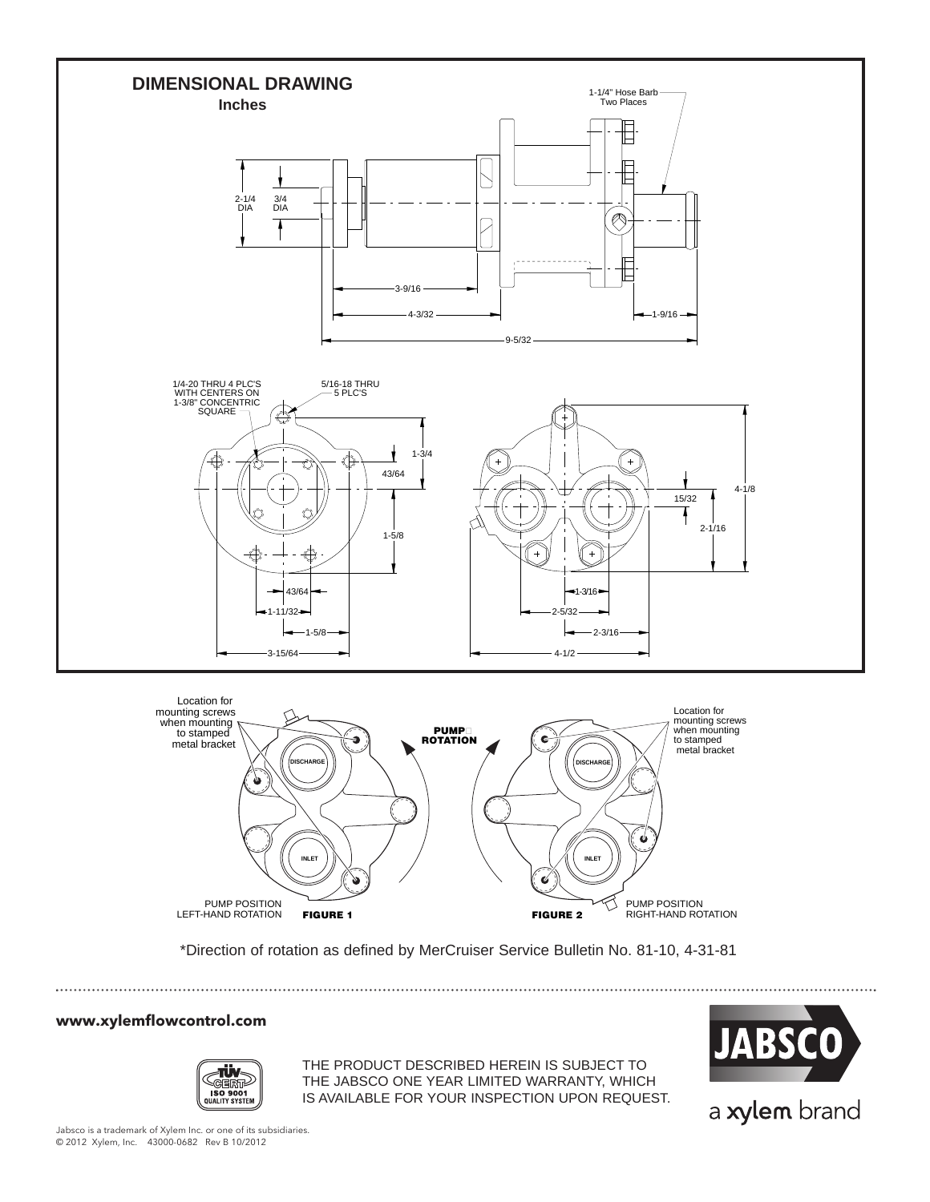## DIMENSIONAL DRAWING

**Inches**

1-1/4" Hose Barb
Two Places

2-1/4
DIA

3/4
DIA

3-9/16

4-3/32

1-9/16

9-5/32

1/4-20 THRU 4 PLC'S
WITH CENTERS ON
1-3/8" CONCENTRIC
SQUARE

5/16-18 THRU
5 PLC'S

1-3/4

43/64

1-5/8

43/64

1-11/32

1-5/8

3-15/64

4-1/8

15/32

2-1/16

1-3/16

2-5/32

2-3/16

4-1/2

Location for mounting screws when mounting to stamped metal bracket

DISCHARGE

INLET

PUMP POSITION
LEFT-HAND ROTATION

**FIGURE 1**

PUMP
ROTATION

Location for mounting screws when mounting to stamped metal bracket

DISCHARGE

INLET

**FIGURE 2**

PUMP POSITION
RIGHT-HAND ROTATION

*Direction of rotation as defined by MerCruiser Service Bulletin No. 81-10, 4-31-81

**www.xylemflowcontrol.com**

TÜV CERT ISO 9001 QUALITY SYSTEM

THE PRODUCT DESCRIBED HEREIN IS SUBJECT TO THE JABSCO ONE YEAR LIMITED WARRANTY, WHICH IS AVAILABLE FOR YOUR INSPECTION UPON REQUEST.

JABSCO

a xylem brand

Jabsco is a trademark of Xylem Inc. or one of its subsidiaries.
© 2012 Xylem, Inc. 43000-0682 Rev B 10/2012